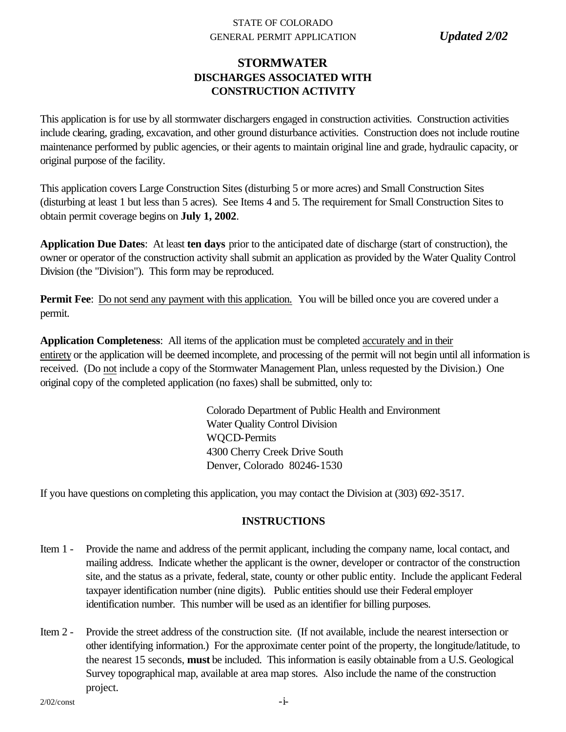STATE OF COLORADO
GENERAL PERMIT APPLICATION *Updated 2/02*

# STORMWATER
## DISCHARGES ASSOCIATED WITH CONSTRUCTION ACTIVITY

This application is for use by all stormwater dischargers engaged in construction activities. Construction activities include clearing, grading, excavation, and other ground disturbance activities. Construction does not include routine maintenance performed by public agencies, or their agents to maintain original line and grade, hydraulic capacity, or original purpose of the facility.

This application covers Large Construction Sites (disturbing 5 or more acres) and Small Construction Sites (disturbing at least 1 but less than 5 acres). See Items 4 and 5. The requirement for Small Construction Sites to obtain permit coverage begins on **July 1, 2002**.

**Application Due Dates**: At least **ten days** prior to the anticipated date of discharge (start of construction), the owner or operator of the construction activity shall submit an application as provided by the Water Quality Control Division (the "Division"). This form may be reproduced.

**Permit Fee**: Do not send any payment with this application. You will be billed once you are covered under a permit.

**Application Completeness**: All items of the application must be completed accurately and in their entirety or the application will be deemed incomplete, and processing of the permit will not begin until all information is received. (Do not include a copy of the Stormwater Management Plan, unless requested by the Division.) One original copy of the completed application (no faxes) shall be submitted, only to:

Colorado Department of Public Health and Environment
Water Quality Control Division
WQCD-Permits
4300 Cherry Creek Drive South
Denver, Colorado 80246-1530

If you have questions on completing this application, you may contact the Division at (303) 692-3517.

## INSTRUCTIONS

Item 1 - Provide the name and address of the permit applicant, including the company name, local contact, and mailing address. Indicate whether the applicant is the owner, developer or contractor of the construction site, and the status as a private, federal, state, county or other public entity. Include the applicant Federal taxpayer identification number (nine digits). Public entities should use their Federal employer identification number. This number will be used as an identifier for billing purposes.

Item 2 - Provide the street address of the construction site. (If not available, include the nearest intersection or other identifying information.) For the approximate center point of the property, the longitude/latitude, to the nearest 15 seconds, **must** be included. This information is easily obtainable from a U.S. Geological Survey topographical map, available at area map stores. Also include the name of the construction project.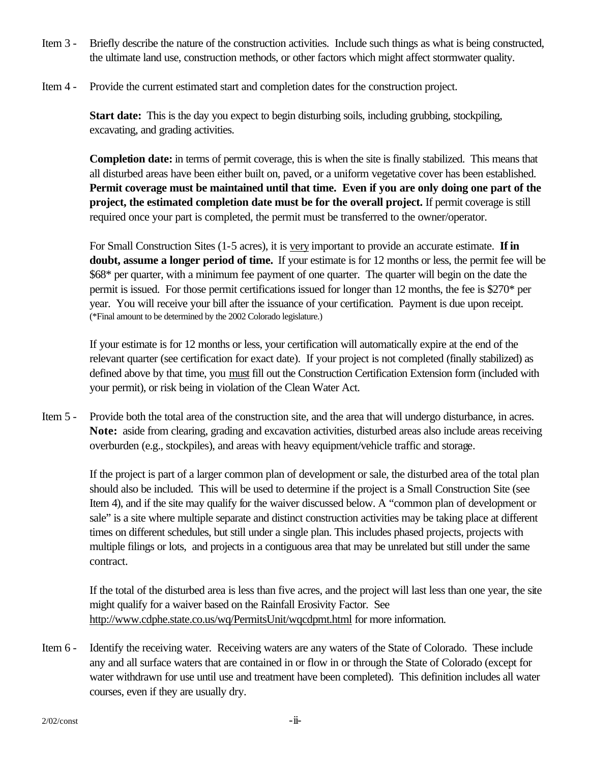Item 3 - Briefly describe the nature of the construction activities. Include such things as what is being constructed, the ultimate land use, construction methods, or other factors which might affect stormwater quality.

Item 4 - Provide the current estimated start and completion dates for the construction project.

**Start date:** This is the day you expect to begin disturbing soils, including grubbing, stockpiling, excavating, and grading activities.

**Completion date:** in terms of permit coverage, this is when the site is finally stabilized. This means that all disturbed areas have been either built on, paved, or a uniform vegetative cover has been established. **Permit coverage must be maintained until that time. Even if you are only doing one part of the project, the estimated completion date must be for the overall project.** If permit coverage is still required once your part is completed, the permit must be transferred to the owner/operator.

For Small Construction Sites (1-5 acres), it is <u>very</u> important to provide an accurate estimate. **If in doubt, assume a longer period of time.** If your estimate is for 12 months or less, the permit fee will be $68* per quarter, with a minimum fee payment of one quarter. The quarter will begin on the date the permit is issued. For those permit certifications issued for longer than 12 months, the fee is $270* per year. You will receive your bill after the issuance of your certification. Payment is due upon receipt. (*Final amount to be determined by the 2002 Colorado legislature.)

If your estimate is for 12 months or less, your certification will automatically expire at the end of the relevant quarter (see certification for exact date). If your project is not completed (finally stabilized) as defined above by that time, you <u>must</u> fill out the Construction Certification Extension form (included with your permit), or risk being in violation of the Clean Water Act.

Item 5 - Provide both the total area of the construction site, and the area that will undergo disturbance, in acres. **Note:** aside from clearing, grading and excavation activities, disturbed areas also include areas receiving overburden (e.g., stockpiles), and areas with heavy equipment/vehicle traffic and storage.

If the project is part of a larger common plan of development or sale, the disturbed area of the total plan should also be included. This will be used to determine if the project is a Small Construction Site (see Item 4), and if the site may qualify for the waiver discussed below. A "common plan of development or sale" is a site where multiple separate and distinct construction activities may be taking place at different times on different schedules, but still under a single plan. This includes phased projects, projects with multiple filings or lots, and projects in a contiguous area that may be unrelated but still under the same contract.

If the total of the disturbed area is less than five acres, and the project will last less than one year, the site might qualify for a waiver based on the Rainfall Erosivity Factor. See http://www.cdphe.state.co.us/wq/PermitsUnit/wqcdpmt.html for more information.

Item 6 - Identify the receiving water. Receiving waters are any waters of the State of Colorado. These include any and all surface waters that are contained in or flow in or through the State of Colorado (except for water withdrawn for use until use and treatment have been completed). This definition includes all water courses, even if they are usually dry.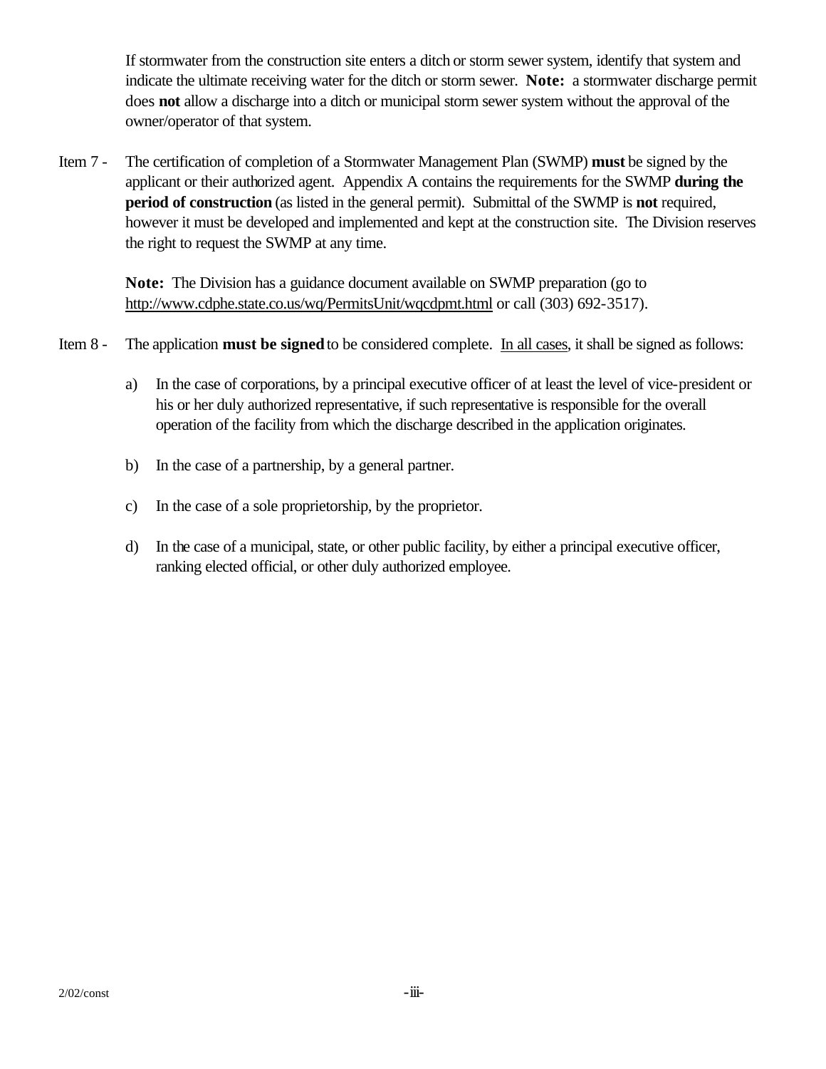If stormwater from the construction site enters a ditch or storm sewer system, identify that system and indicate the ultimate receiving water for the ditch or storm sewer. **Note:** a stormwater discharge permit does **not** allow a discharge into a ditch or municipal storm sewer system without the approval of the owner/operator of that system.

Item 7 - The certification of completion of a Stormwater Management Plan (SWMP) **must** be signed by the applicant or their authorized agent. Appendix A contains the requirements for the SWMP **during the period of construction** (as listed in the general permit). Submittal of the SWMP is **not** required, however it must be developed and implemented and kept at the construction site. The Division reserves the right to request the SWMP at any time.

**Note:** The Division has a guidance document available on SWMP preparation (go to http://www.cdphe.state.co.us/wq/PermitsUnit/wqcdpmt.html or call (303) 692-3517).

Item 8 - The application **must be signed** to be considered complete. In all cases, it shall be signed as follows:

a) In the case of corporations, by a principal executive officer of at least the level of vice-president or his or her duly authorized representative, if such representative is responsible for the overall operation of the facility from which the discharge described in the application originates.

b) In the case of a partnership, by a general partner.

c) In the case of a sole proprietorship, by the proprietor.

d) In the case of a municipal, state, or other public facility, by either a principal executive officer, ranking elected official, or other duly authorized employee.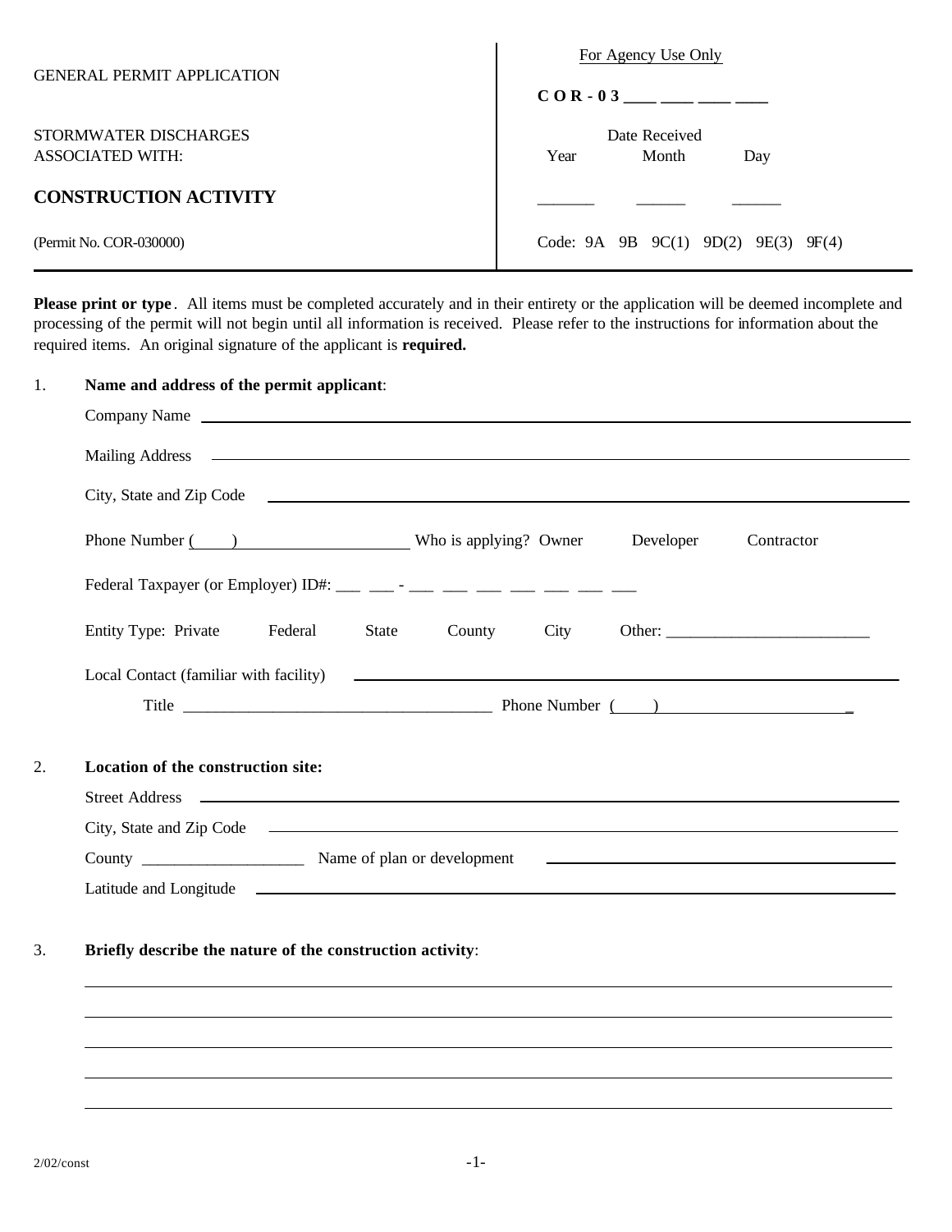| GENERAL PERMIT APPLICATION<br><br>STORMWATER DISCHARGES<br>ASSOCIATED WITH:<br><br>**CONSTRUCTION ACTIVITY**<br><br>(Permit No. COR-030000) | For Agency Use Only<br><br>**C O R - 0 3 \_\_\_\_ \_\_\_\_ \_\_\_\_ \_\_\_\_**<br><br>Date Received<br>Year Month Day<br>\_\_\_\_\_\_ \_\_\_\_\_\_ \_\_\_\_\_\_<br><br>Code: 9A 9B 9C(1) 9D(2) 9E(3) 9F(4) |
|---|---|

**Please print or type**. All items must be completed accurately and in their entirety or the application will be deemed incomplete and processing of the permit will not begin until all information is received. Please refer to the instructions for information about the required items. An original signature of the applicant is **required.**

1. **Name and address of the permit applicant**:

   Company Name ______________________________________________

   Mailing Address ______________________________________________

   City, State and Zip Code ______________________________________________

   Phone Number ( ) ____________________ Who is applying? Owner Developer Contractor

   Federal Taxpayer (or Employer) ID#: ___ ___ - ___ ___ ___ ___ ___ ___ ___

   Entity Type: Private Federal State County City Other: ________________________

   Local Contact (familiar with facility) ______________________________________________

   Title ______________________________________ Phone Number ( ) ______________________

2. **Location of the construction site:**

   Street Address ______________________________________________

   City, State and Zip Code ______________________________________________

   County ___________________ Name of plan or development ______________________________

   Latitude and Longitude ______________________________________________

3. **Briefly describe the nature of the construction activity**:

   ______________________________________________________________________________

   ______________________________________________________________________________

   ______________________________________________________________________________

   ______________________________________________________________________________

   ______________________________________________________________________________

2/02/const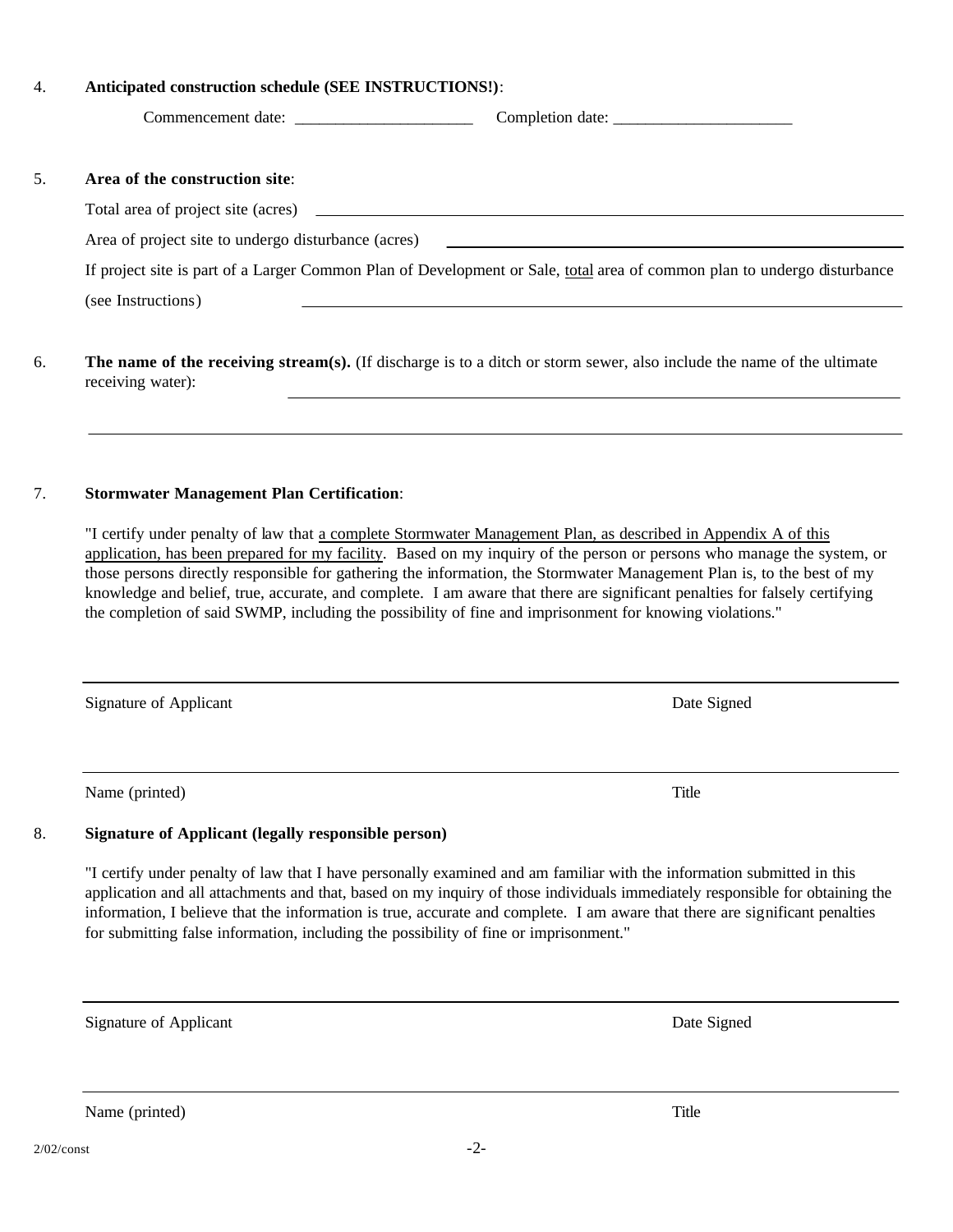4. **Anticipated construction schedule (SEE INSTRUCTIONS!)**:

   Commencement date: ______________________ Completion date: ______________________

5. **Area of the construction site**:

   Total area of project site (acres) ______________________________________________

   Area of project site to undergo disturbance (acres) ______________________________________________

   If project site is part of a Larger Common Plan of Development or Sale, <u>total</u> area of common plan to undergo disturbance (see Instructions) ______________________________________________

6. **The name of the receiving stream(s).** (If discharge is to a ditch or storm sewer, also include the name of the ultimate receiving water): ______________________________________________

   ______________________________________________

7. **Stormwater Management Plan Certification**:

   "I certify under penalty of law that <u>a complete Stormwater Management Plan, as described in Appendix A of this application, has been prepared for my facility</u>. Based on my inquiry of the person or persons who manage the system, or those persons directly responsible for gathering the information, the Stormwater Management Plan is, to the best of my knowledge and belief, true, accurate, and complete. I am aware that there are significant penalties for falsely certifying the completion of said SWMP, including the possibility of fine and imprisonment for knowing violations."

   ______________________________________________

   Signature of Applicant                                        Date Signed

   ______________________________________________

   Name (printed)                                        Title

8. **Signature of Applicant (legally responsible person)**

   "I certify under penalty of law that I have personally examined and am familiar with the information submitted in this application and all attachments and that, based on my inquiry of those individuals immediately responsible for obtaining the information, I believe that the information is true, accurate and complete. I am aware that there are significant penalties for submitting false information, including the possibility of fine or imprisonment."

   ______________________________________________

   Signature of Applicant                                        Date Signed

   ______________________________________________

   Name (printed)                                        Title

2/02/const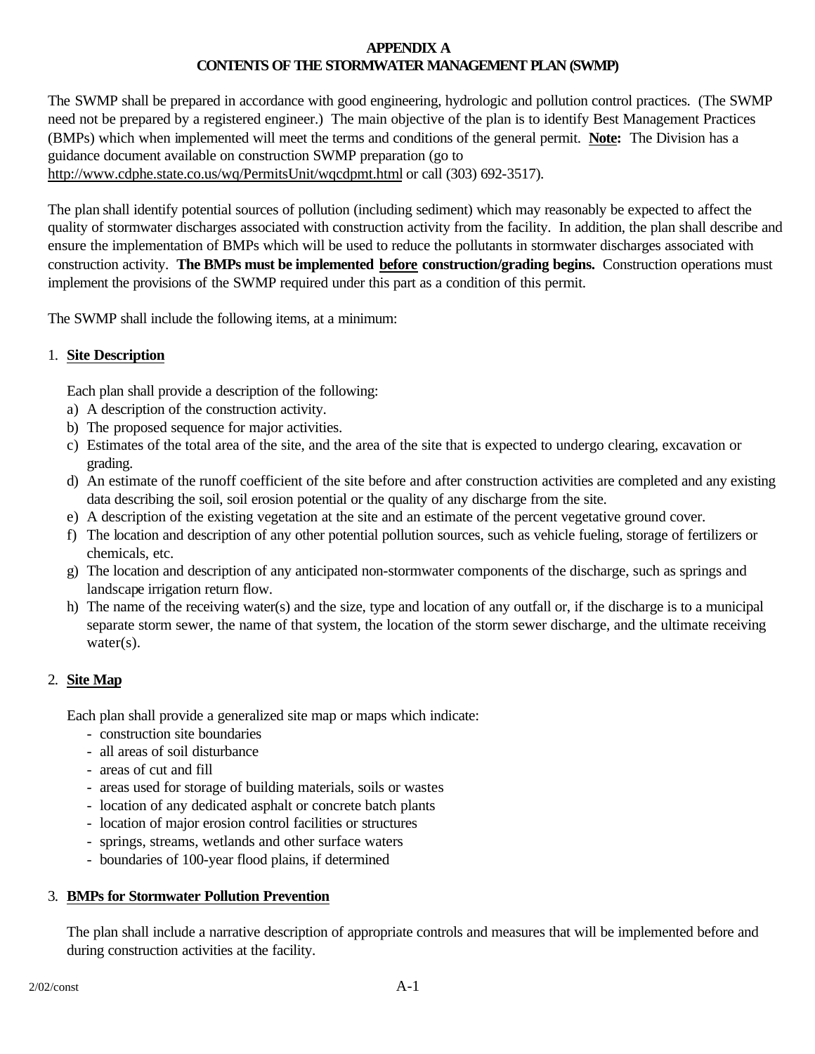# APPENDIX A
## CONTENTS OF THE STORMWATER MANAGEMENT PLAN (SWMP)

The SWMP shall be prepared in accordance with good engineering, hydrologic and pollution control practices. (The SWMP need not be prepared by a registered engineer.) The main objective of the plan is to identify Best Management Practices (BMPs) which when implemented will meet the terms and conditions of the general permit. **<u>Note</u>:** The Division has a guidance document available on construction SWMP preparation (go to <u>http://www.cdphe.state.co.us/wq/PermitsUnit/wqcdpmt.html</u> or call (303) 692-3517).

The plan shall identify potential sources of pollution (including sediment) which may reasonably be expected to affect the quality of stormwater discharges associated with construction activity from the facility. In addition, the plan shall describe and ensure the implementation of BMPs which will be used to reduce the pollutants in stormwater discharges associated with construction activity. **The BMPs must be implemented <u>before</u> construction/grading begins.** Construction operations must implement the provisions of the SWMP required under this part as a condition of this permit.

The SWMP shall include the following items, at a minimum:

1. **<u>Site Description</u>**

   Each plan shall provide a description of the following:

   a) A description of the construction activity.
   b) The proposed sequence for major activities.
   c) Estimates of the total area of the site, and the area of the site that is expected to undergo clearing, excavation or grading.
   d) An estimate of the runoff coefficient of the site before and after construction activities are completed and any existing data describing the soil, soil erosion potential or the quality of any discharge from the site.
   e) A description of the existing vegetation at the site and an estimate of the percent vegetative ground cover.
   f) The location and description of any other potential pollution sources, such as vehicle fueling, storage of fertilizers or chemicals, etc.
   g) The location and description of any anticipated non-stormwater components of the discharge, such as springs and landscape irrigation return flow.
   h) The name of the receiving water(s) and the size, type and location of any outfall or, if the discharge is to a municipal separate storm sewer, the name of that system, the location of the storm sewer discharge, and the ultimate receiving water(s).

2. **<u>Site Map</u>**

   Each plan shall provide a generalized site map or maps which indicate:
   - construction site boundaries
   - all areas of soil disturbance
   - areas of cut and fill
   - areas used for storage of building materials, soils or wastes
   - location of any dedicated asphalt or concrete batch plants
   - location of major erosion control facilities or structures
   - springs, streams, wetlands and other surface waters
   - boundaries of 100-year flood plains, if determined

3. **<u>BMPs for Stormwater Pollution Prevention</u>**

   The plan shall include a narrative description of appropriate controls and measures that will be implemented before and during construction activities at the facility.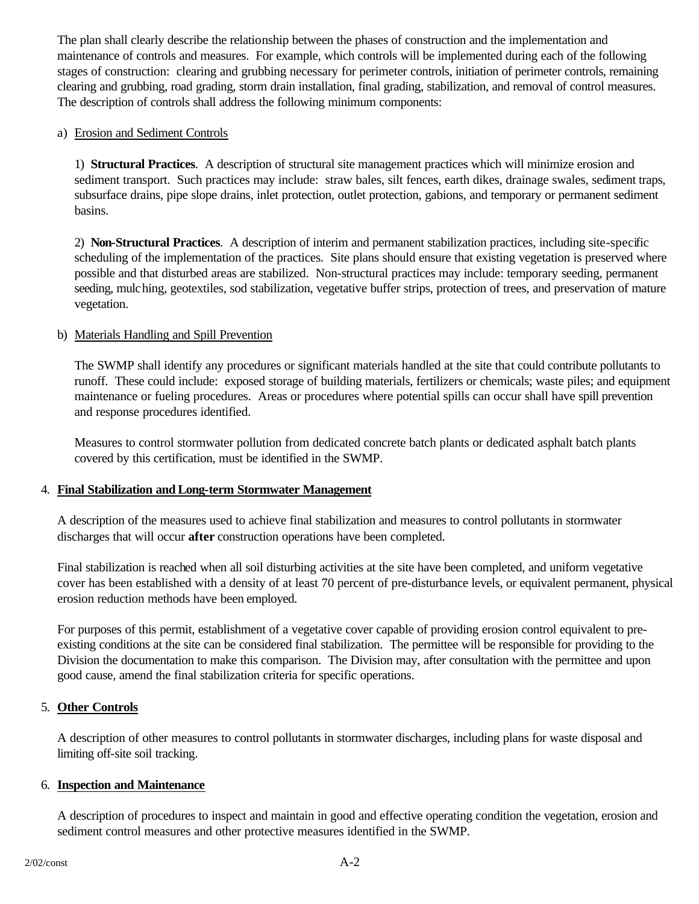The plan shall clearly describe the relationship between the phases of construction and the implementation and maintenance of controls and measures. For example, which controls will be implemented during each of the following stages of construction: clearing and grubbing necessary for perimeter controls, initiation of perimeter controls, remaining clearing and grubbing, road grading, storm drain installation, final grading, stabilization, and removal of control measures. The description of controls shall address the following minimum components:

a) Erosion and Sediment Controls

1) **Structural Practices**. A description of structural site management practices which will minimize erosion and sediment transport. Such practices may include: straw bales, silt fences, earth dikes, drainage swales, sediment traps, subsurface drains, pipe slope drains, inlet protection, outlet protection, gabions, and temporary or permanent sediment basins.

2) **Non-Structural Practices**. A description of interim and permanent stabilization practices, including site-specific scheduling of the implementation of the practices. Site plans should ensure that existing vegetation is preserved where possible and that disturbed areas are stabilized. Non-structural practices may include: temporary seeding, permanent seeding, mulching, geotextiles, sod stabilization, vegetative buffer strips, protection of trees, and preservation of mature vegetation.

b) Materials Handling and Spill Prevention

The SWMP shall identify any procedures or significant materials handled at the site that could contribute pollutants to runoff. These could include: exposed storage of building materials, fertilizers or chemicals; waste piles; and equipment maintenance or fueling procedures. Areas or procedures where potential spills can occur shall have spill prevention and response procedures identified.

Measures to control stormwater pollution from dedicated concrete batch plants or dedicated asphalt batch plants covered by this certification, must be identified in the SWMP.

4. **Final Stabilization and Long-term Stormwater Management**

A description of the measures used to achieve final stabilization and measures to control pollutants in stormwater discharges that will occur **after** construction operations have been completed.

Final stabilization is reached when all soil disturbing activities at the site have been completed, and uniform vegetative cover has been established with a density of at least 70 percent of pre-disturbance levels, or equivalent permanent, physical erosion reduction methods have been employed.

For purposes of this permit, establishment of a vegetative cover capable of providing erosion control equivalent to pre-existing conditions at the site can be considered final stabilization. The permittee will be responsible for providing to the Division the documentation to make this comparison. The Division may, after consultation with the permittee and upon good cause, amend the final stabilization criteria for specific operations.

5. **Other Controls**

A description of other measures to control pollutants in stormwater discharges, including plans for waste disposal and limiting off-site soil tracking.

6. **Inspection and Maintenance**

A description of procedures to inspect and maintain in good and effective operating condition the vegetation, erosion and sediment control measures and other protective measures identified in the SWMP.